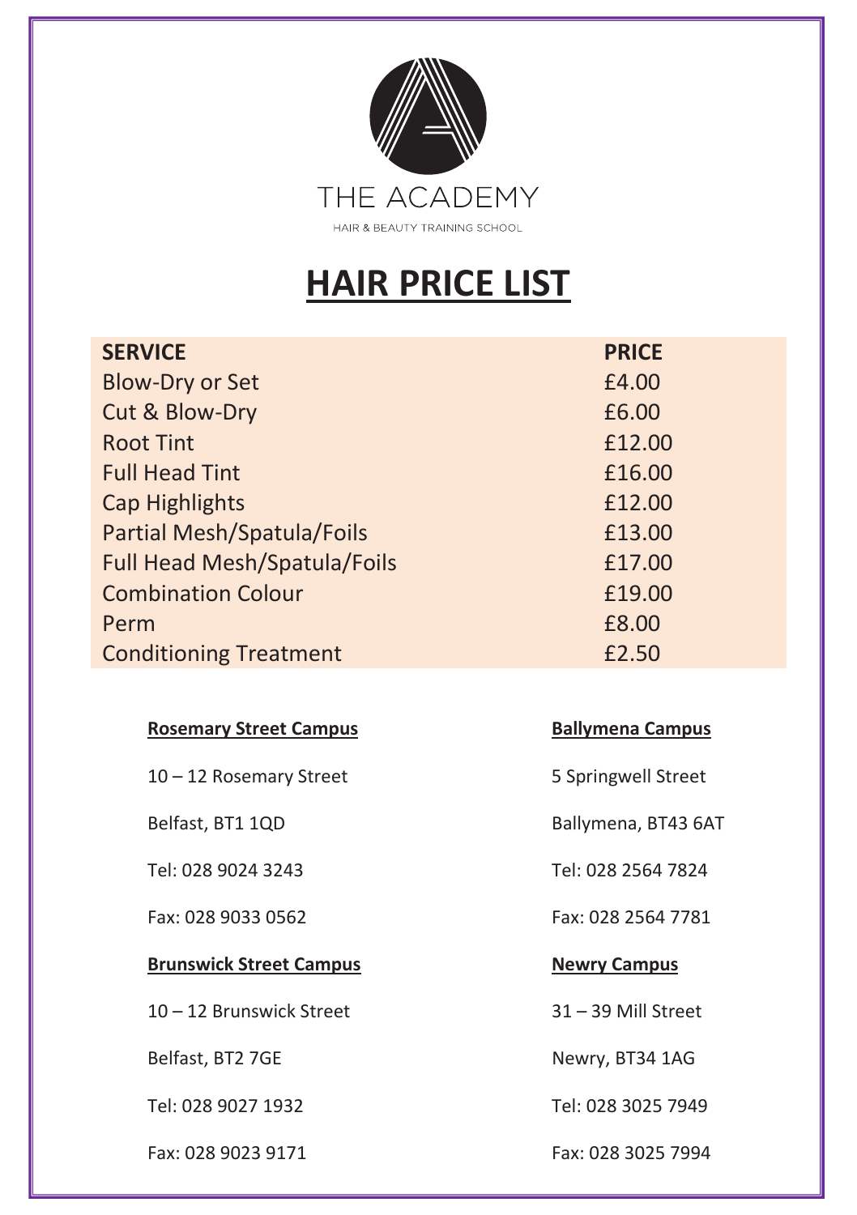THE ACADEMY

HAIR & BEAUTY TRAINING SCHOOL

# HAIR PRICE LIST

| SERVICE | PRICE |
|---|---|
| Blow-Dry or Set | £4.00 |
| Cut & Blow-Dry | £6.00 |
| Root Tint | £12.00 |
| Full Head Tint | £16.00 |
| Cap Highlights | £12.00 |
| Partial Mesh/Spatula/Foils | £13.00 |
| Full Head Mesh/Spatula/Foils | £17.00 |
| Combination Colour | £19.00 |
| Perm | £8.00 |
| Conditioning Treatment | £2.50 |

**Rosemary Street Campus**

10 – 12 Rosemary Street

Belfast, BT1 1QD

Tel: 028 9024 3243

Fax: 028 9033 0562

**Brunswick Street Campus**

10 – 12 Brunswick Street

Belfast, BT2 7GE

Tel: 028 9027 1932

Fax: 028 9023 9171

**Ballymena Campus**

5 Springwell Street

Ballymena, BT43 6AT

Tel: 028 2564 7824

Fax: 028 2564 7781

**Newry Campus**

31 – 39 Mill Street

Newry, BT34 1AG

Tel: 028 3025 7949

Fax: 028 3025 7994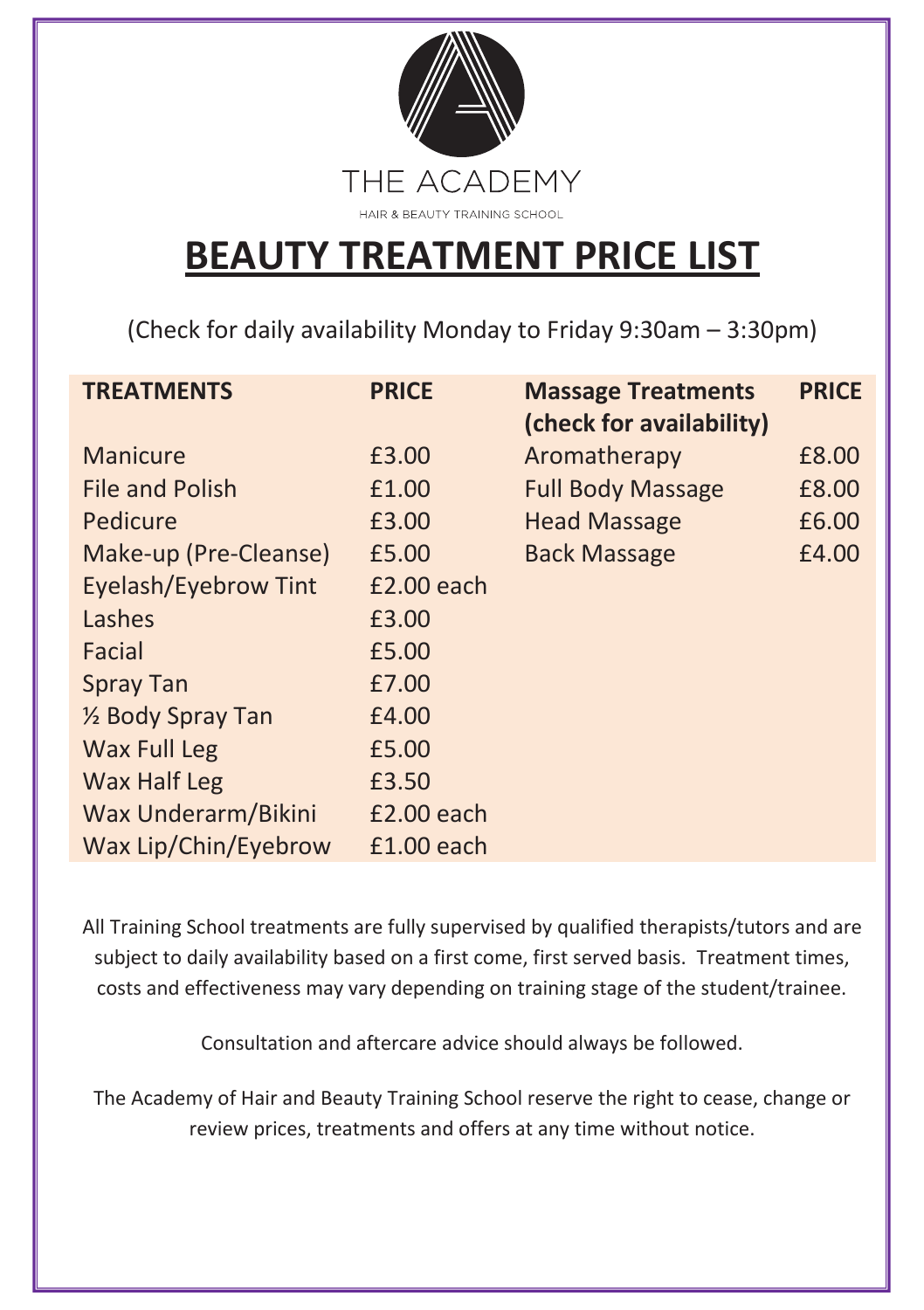THE ACADEMY

HAIR & BEAUTY TRAINING SCHOOL

# BEAUTY TREATMENT PRICE LIST

(Check for daily availability Monday to Friday 9:30am – 3:30pm)

| TREATMENTS | PRICE | Massage Treatments (check for availability) | PRICE |
|---|---|---|---|
| Manicure | £3.00 | Aromatherapy | £8.00 |
| File and Polish | £1.00 | Full Body Massage | £8.00 |
| Pedicure | £3.00 | Head Massage | £6.00 |
| Make-up (Pre-Cleanse) | £5.00 | Back Massage | £4.00 |
| Eyelash/Eyebrow Tint | £2.00 each | | |
| Lashes | £3.00 | | |
| Facial | £5.00 | | |
| Spray Tan | £7.00 | | |
| ½ Body Spray Tan | £4.00 | | |
| Wax Full Leg | £5.00 | | |
| Wax Half Leg | £3.50 | | |
| Wax Underarm/Bikini | £2.00 each | | |
| Wax Lip/Chin/Eyebrow | £1.00 each | | |

All Training School treatments are fully supervised by qualified therapists/tutors and are subject to daily availability based on a first come, first served basis. Treatment times, costs and effectiveness may vary depending on training stage of the student/trainee.

Consultation and aftercare advice should always be followed.

The Academy of Hair and Beauty Training School reserve the right to cease, change or review prices, treatments and offers at any time without notice.